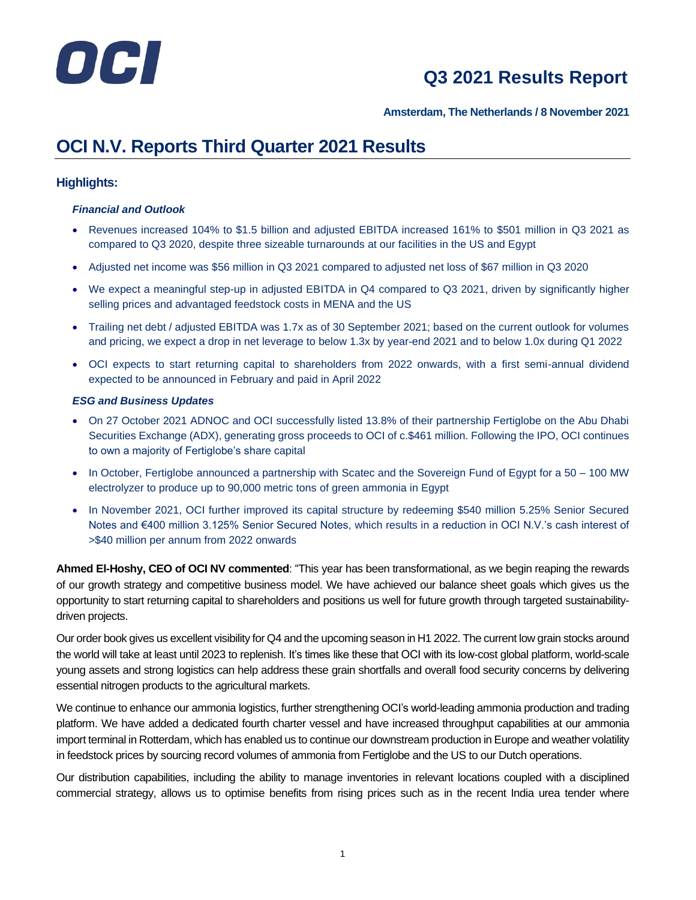OCI

# Q3 2021 Results Report

**Amsterdam, The Netherlands / 8 November 2021**

# OCI N.V. Reports Third Quarter 2021 Results

## Highlights:

***Financial and Outlook***

- Revenues increased 104% to \$1.5 billion and adjusted EBITDA increased 161% to \$501 million in Q3 2021 as compared to Q3 2020, despite three sizeable turnarounds at our facilities in the US and Egypt
- Adjusted net income was \$56 million in Q3 2021 compared to adjusted net loss of \$67 million in Q3 2020
- We expect a meaningful step-up in adjusted EBITDA in Q4 compared to Q3 2021, driven by significantly higher selling prices and advantaged feedstock costs in MENA and the US
- Trailing net debt / adjusted EBITDA was 1.7x as of 30 September 2021; based on the current outlook for volumes and pricing, we expect a drop in net leverage to below 1.3x by year-end 2021 and to below 1.0x during Q1 2022
- OCI expects to start returning capital to shareholders from 2022 onwards, with a first semi-annual dividend expected to be announced in February and paid in April 2022

***ESG and Business Updates***

- On 27 October 2021 ADNOC and OCI successfully listed 13.8% of their partnership Fertiglobe on the Abu Dhabi Securities Exchange (ADX), generating gross proceeds to OCI of c.\$461 million. Following the IPO, OCI continues to own a majority of Fertiglobe's share capital
- In October, Fertiglobe announced a partnership with Scatec and the Sovereign Fund of Egypt for a 50 – 100 MW electrolyzer to produce up to 90,000 metric tons of green ammonia in Egypt
- In November 2021, OCI further improved its capital structure by redeeming \$540 million 5.25% Senior Secured Notes and €400 million 3.125% Senior Secured Notes, which results in a reduction in OCI N.V.'s cash interest of >\$40 million per annum from 2022 onwards

**Ahmed El-Hoshy, CEO of OCI NV commented**: "This year has been transformational, as we begin reaping the rewards of our growth strategy and competitive business model. We have achieved our balance sheet goals which gives us the opportunity to start returning capital to shareholders and positions us well for future growth through targeted sustainability-driven projects.

Our order book gives us excellent visibility for Q4 and the upcoming season in H1 2022. The current low grain stocks around the world will take at least until 2023 to replenish. It's times like these that OCI with its low-cost global platform, world-scale young assets and strong logistics can help address these grain shortfalls and overall food security concerns by delivering essential nitrogen products to the agricultural markets.

We continue to enhance our ammonia logistics, further strengthening OCI's world-leading ammonia production and trading platform. We have added a dedicated fourth charter vessel and have increased throughput capabilities at our ammonia import terminal in Rotterdam, which has enabled us to continue our downstream production in Europe and weather volatility in feedstock prices by sourcing record volumes of ammonia from Fertiglobe and the US to our Dutch operations.

Our distribution capabilities, including the ability to manage inventories in relevant locations coupled with a disciplined commercial strategy, allows us to optimise benefits from rising prices such as in the recent India urea tender where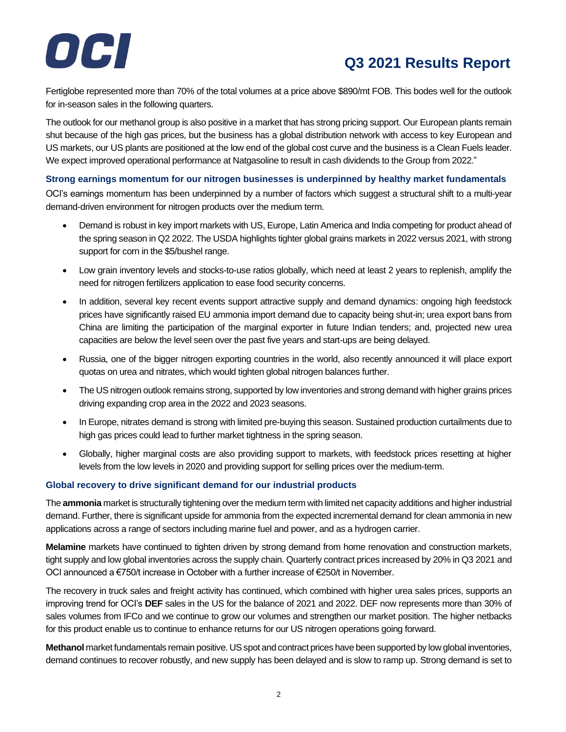Fertiglobe represented more than 70% of the total volumes at a price above $890/mt FOB. This bodes well for the outlook for in-season sales in the following quarters.

The outlook for our methanol group is also positive in a market that has strong pricing support. Our European plants remain shut because of the high gas prices, but the business has a global distribution network with access to key European and US markets, our US plants are positioned at the low end of the global cost curve and the business is a Clean Fuels leader. We expect improved operational performance at Natgasoline to result in cash dividends to the Group from 2022."

### Strong earnings momentum for our nitrogen businesses is underpinned by healthy market fundamentals

OCI's earnings momentum has been underpinned by a number of factors which suggest a structural shift to a multi-year demand-driven environment for nitrogen products over the medium term.

- Demand is robust in key import markets with US, Europe, Latin America and India competing for product ahead of the spring season in Q2 2022. The USDA highlights tighter global grains markets in 2022 versus 2021, with strong support for corn in the $5/bushel range.
- Low grain inventory levels and stocks-to-use ratios globally, which need at least 2 years to replenish, amplify the need for nitrogen fertilizers application to ease food security concerns.
- In addition, several key recent events support attractive supply and demand dynamics: ongoing high feedstock prices have significantly raised EU ammonia import demand due to capacity being shut-in; urea export bans from China are limiting the participation of the marginal exporter in future Indian tenders; and, projected new urea capacities are below the level seen over the past five years and start-ups are being delayed.
- Russia, one of the bigger nitrogen exporting countries in the world, also recently announced it will place export quotas on urea and nitrates, which would tighten global nitrogen balances further.
- The US nitrogen outlook remains strong, supported by low inventories and strong demand with higher grains prices driving expanding crop area in the 2022 and 2023 seasons.
- In Europe, nitrates demand is strong with limited pre-buying this season. Sustained production curtailments due to high gas prices could lead to further market tightness in the spring season.
- Globally, higher marginal costs are also providing support to markets, with feedstock prices resetting at higher levels from the low levels in 2020 and providing support for selling prices over the medium-term.

### Global recovery to drive significant demand for our industrial products

The **ammonia** market is structurally tightening over the medium term with limited net capacity additions and higher industrial demand. Further, there is significant upside for ammonia from the expected incremental demand for clean ammonia in new applications across a range of sectors including marine fuel and power, and as a hydrogen carrier.

**Melamine** markets have continued to tighten driven by strong demand from home renovation and construction markets, tight supply and low global inventories across the supply chain. Quarterly contract prices increased by 20% in Q3 2021 and OCI announced a €750/t increase in October with a further increase of €250/t in November.

The recovery in truck sales and freight activity has continued, which combined with higher urea sales prices, supports an improving trend for OCI's **DEF** sales in the US for the balance of 2021 and 2022. DEF now represents more than 30% of sales volumes from IFCo and we continue to grow our volumes and strengthen our market position. The higher netbacks for this product enable us to continue to enhance returns for our US nitrogen operations going forward.

**Methanol** market fundamentals remain positive. US spot and contract prices have been supported by low global inventories, demand continues to recover robustly, and new supply has been delayed and is slow to ramp up. Strong demand is set to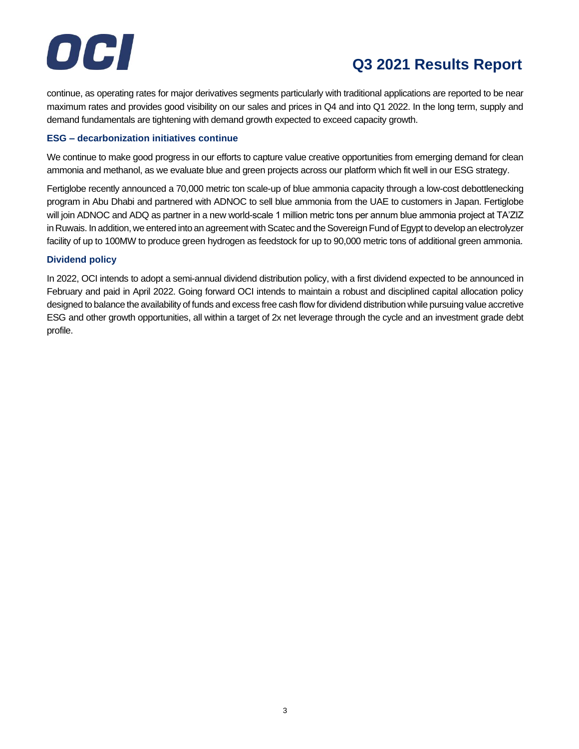continue, as operating rates for major derivatives segments particularly with traditional applications are reported to be near maximum rates and provides good visibility on our sales and prices in Q4 and into Q1 2022. In the long term, supply and demand fundamentals are tightening with demand growth expected to exceed capacity growth.

### ESG – decarbonization initiatives continue

We continue to make good progress in our efforts to capture value creative opportunities from emerging demand for clean ammonia and methanol, as we evaluate blue and green projects across our platform which fit well in our ESG strategy.

Fertiglobe recently announced a 70,000 metric ton scale-up of blue ammonia capacity through a low-cost debottlenecking program in Abu Dhabi and partnered with ADNOC to sell blue ammonia from the UAE to customers in Japan. Fertiglobe will join ADNOC and ADQ as partner in a new world-scale 1 million metric tons per annum blue ammonia project at TA'ZIZ in Ruwais. In addition, we entered into an agreement with Scatec and the Sovereign Fund of Egypt to develop an electrolyzer facility of up to 100MW to produce green hydrogen as feedstock for up to 90,000 metric tons of additional green ammonia.

### Dividend policy

In 2022, OCI intends to adopt a semi-annual dividend distribution policy, with a first dividend expected to be announced in February and paid in April 2022. Going forward OCI intends to maintain a robust and disciplined capital allocation policy designed to balance the availability of funds and excess free cash flow for dividend distribution while pursuing value accretive ESG and other growth opportunities, all within a target of 2x net leverage through the cycle and an investment grade debt profile.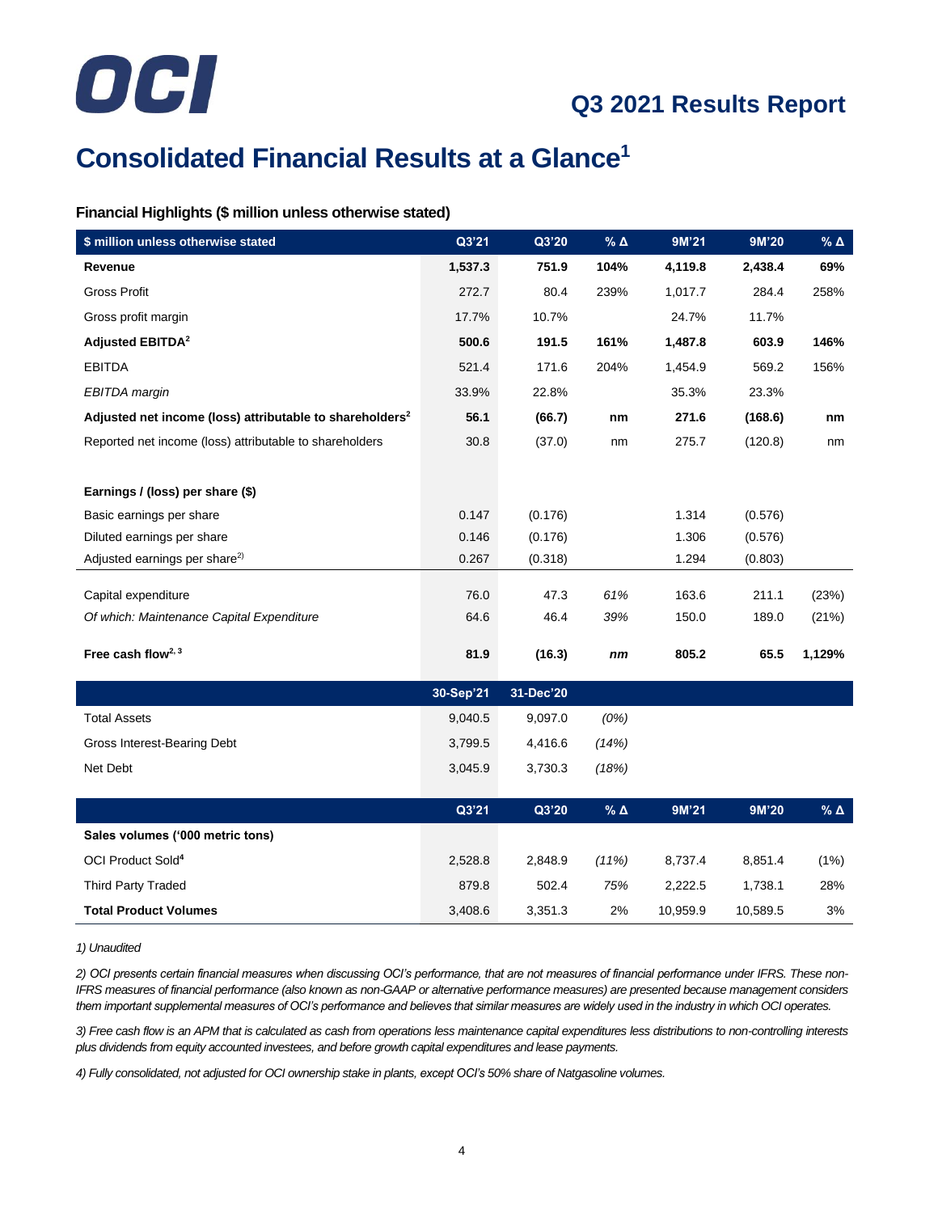# Consolidated Financial Results at a Glance[1]

### Financial Highlights ($ million unless otherwise stated)

| $ million unless otherwise stated | Q3'21 | Q3'20 | % Δ | 9M'21 | 9M'20 | % Δ |
|---|---|---|---|---|---|---|
| **Revenue** | **1,537.3** | **751.9** | **104%** | **4,119.8** | **2,438.4** | **69%** |
| Gross Profit | 272.7 | 80.4 | 239% | 1,017.7 | 284.4 | 258% |
| Gross profit margin | 17.7% | 10.7% | | 24.7% | 11.7% | |
| **Adjusted EBITDA[2]** | **500.6** | **191.5** | **161%** | **1,487.8** | **603.9** | **146%** |
| EBITDA | 521.4 | 171.6 | 204% | 1,454.9 | 569.2 | 156% |
| *EBITDA margin* | 33.9% | 22.8% | | 35.3% | 23.3% | |
| **Adjusted net income (loss) attributable to shareholders[2]** | **56.1** | **(66.7)** | **nm** | **271.6** | **(168.6)** | **nm** |
| Reported net income (loss) attributable to shareholders | 30.8 | (37.0) | nm | 275.7 | (120.8) | nm |
| | | | | | | |
| **Earnings / (loss) per share ($)** | | | | | | |
| Basic earnings per share | 0.147 | (0.176) | | 1.314 | (0.576) | |
| Diluted earnings per share | 0.146 | (0.176) | | 1.306 | (0.576) | |
| Adjusted earnings per share[2)] | 0.267 | (0.318) | | 1.294 | (0.803) | |
| | | | | | | |
| Capital expenditure | 76.0 | 47.3 | *61%* | 163.6 | 211.1 | (23%) |
| *Of which: Maintenance Capital Expenditure* | 64.6 | 46.4 | *39%* | 150.0 | 189.0 | (21%) |
| **Free cash flow[2, 3]** | **81.9** | **(16.3)** | ***nm*** | **805.2** | **65.5** | **1,129%** |

| | 30-Sep'21 | 31-Dec'20 | |
|---|---|---|---|
| Total Assets | 9,040.5 | 9,097.0 | *(0%)* |
| Gross Interest-Bearing Debt | 3,799.5 | 4,416.6 | *(14%)* |
| Net Debt | 3,045.9 | 3,730.3 | *(18%)* |

| | Q3'21 | Q3'20 | % Δ | 9M'21 | 9M'20 | % Δ |
|---|---|---|---|---|---|---|
| **Sales volumes ('000 metric tons)** | | | | | | |
| OCI Product Sold[4] | 2,528.8 | 2,848.9 | *(11%)* | 8,737.4 | 8,851.4 | (1%) |
| Third Party Traded | 879.8 | 502.4 | *75%* | 2,222.5 | 1,738.1 | 28% |
| **Total Product Volumes** | 3,408.6 | 3,351.3 | 2% | 10,959.9 | 10,589.5 | 3% |

*1) Unaudited*

*2) OCI presents certain financial measures when discussing OCI's performance, that are not measures of financial performance under IFRS. These non-IFRS measures of financial performance (also known as non-GAAP or alternative performance measures) are presented because management considers them important supplemental measures of OCI's performance and believes that similar measures are widely used in the industry in which OCI operates.*

*3) Free cash flow is an APM that is calculated as cash from operations less maintenance capital expenditures less distributions to non-controlling interests plus dividends from equity accounted investees, and before growth capital expenditures and lease payments.*

*4) Fully consolidated, not adjusted for OCI ownership stake in plants, except OCI's 50% share of Natgasoline volumes.*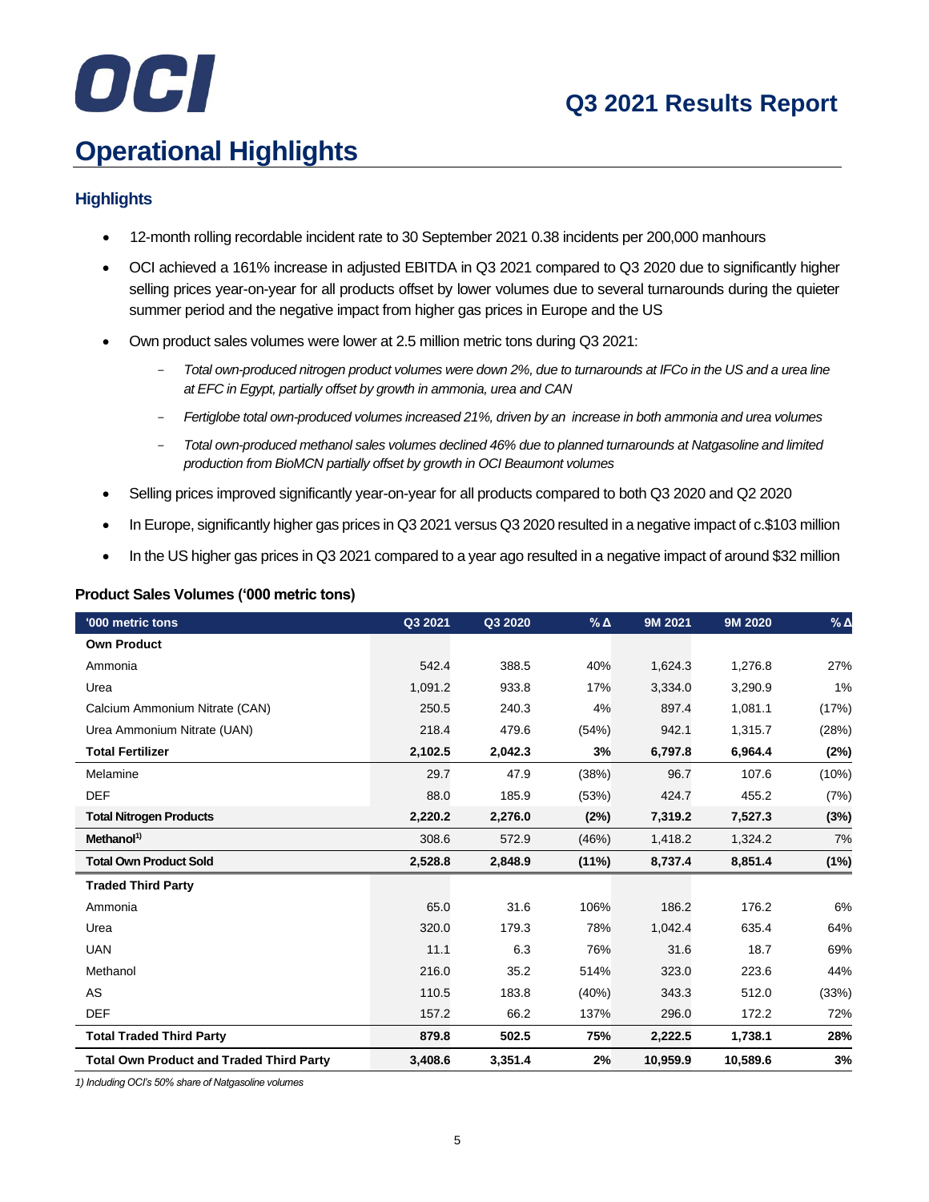# Operational Highlights

## Highlights

- 12-month rolling recordable incident rate to 30 September 2021 0.38 incidents per 200,000 manhours
- OCI achieved a 161% increase in adjusted EBITDA in Q3 2021 compared to Q3 2020 due to significantly higher selling prices year-on-year for all products offset by lower volumes due to several turnarounds during the quieter summer period and the negative impact from higher gas prices in Europe and the US
- Own product sales volumes were lower at 2.5 million metric tons during Q3 2021:
  - *Total own-produced nitrogen product volumes were down 2%, due to turnarounds at IFCo in the US and a urea line at EFC in Egypt, partially offset by growth in ammonia, urea and CAN*
  - *Fertiglobe total own-produced volumes increased 21%, driven by an increase in both ammonia and urea volumes*
  - *Total own-produced methanol sales volumes declined 46% due to planned turnarounds at Natgasoline and limited production from BioMCN partially offset by growth in OCI Beaumont volumes*
- Selling prices improved significantly year-on-year for all products compared to both Q3 2020 and Q2 2020
- In Europe, significantly higher gas prices in Q3 2021 versus Q3 2020 resulted in a negative impact of c.$103 million
- In the US higher gas prices in Q3 2021 compared to a year ago resulted in a negative impact of around $32 million

### Product Sales Volumes ('000 metric tons)

| '000 metric tons | Q3 2021 | Q3 2020 | % Δ | 9M 2021 | 9M 2020 | % Δ |
|---|---|---|---|---|---|---|
| **Own Product** | | | | | | |
| Ammonia | 542.4 | 388.5 | 40% | 1,624.3 | 1,276.8 | 27% |
| Urea | 1,091.2 | 933.8 | 17% | 3,334.0 | 3,290.9 | 1% |
| Calcium Ammonium Nitrate (CAN) | 250.5 | 240.3 | 4% | 897.4 | 1,081.1 | (17%) |
| Urea Ammonium Nitrate (UAN) | 218.4 | 479.6 | (54%) | 942.1 | 1,315.7 | (28%) |
| **Total Fertilizer** | **2,102.5** | **2,042.3** | **3%** | **6,797.8** | **6,964.4** | **(2%)** |
| Melamine | 29.7 | 47.9 | (38%) | 96.7 | 107.6 | (10%) |
| DEF | 88.0 | 185.9 | (53%) | 424.7 | 455.2 | (7%) |
| **Total Nitrogen Products** | **2,220.2** | **2,276.0** | **(2%)** | **7,319.2** | **7,527.3** | **(3%)** |
| **Methanol[1)]** | 308.6 | 572.9 | (46%) | 1,418.2 | 1,324.2 | 7% |
| **Total Own Product Sold** | **2,528.8** | **2,848.9** | **(11%)** | **8,737.4** | **8,851.4** | **(1%)** |
| **Traded Third Party** | | | | | | |
| Ammonia | 65.0 | 31.6 | 106% | 186.2 | 176.2 | 6% |
| Urea | 320.0 | 179.3 | 78% | 1,042.4 | 635.4 | 64% |
| UAN | 11.1 | 6.3 | 76% | 31.6 | 18.7 | 69% |
| Methanol | 216.0 | 35.2 | 514% | 323.0 | 223.6 | 44% |
| AS | 110.5 | 183.8 | (40%) | 343.3 | 512.0 | (33%) |
| DEF | 157.2 | 66.2 | 137% | 296.0 | 172.2 | 72% |
| **Total Traded Third Party** | **879.8** | **502.5** | **75%** | **2,222.5** | **1,738.1** | **28%** |
| **Total Own Product and Traded Third Party** | **3,408.6** | **3,351.4** | **2%** | **10,959.9** | **10,589.6** | **3%** |

*1) Including OCI's 50% share of Natgasoline volumes*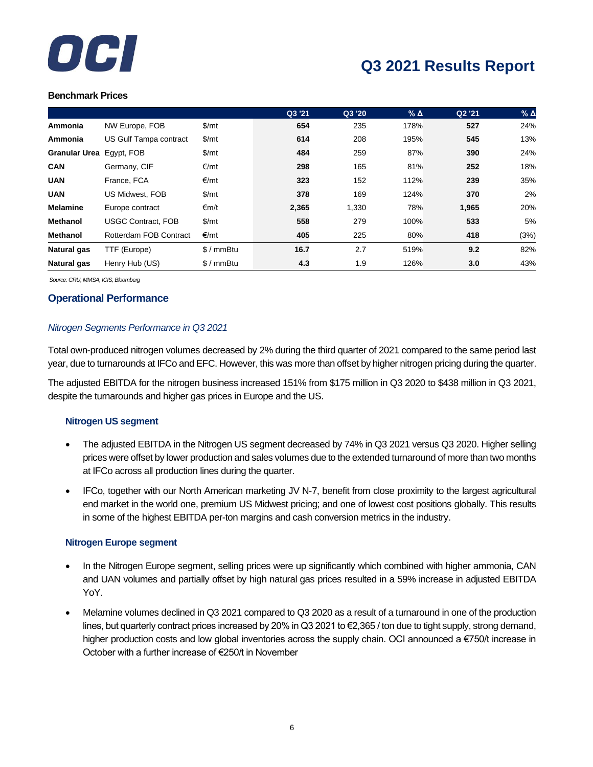**Benchmark Prices**

| | | | Q3 '21 | Q3 '20 | % Δ | Q2 '21 | % Δ |
|---|---|---|---|---|---|---|---|
| **Ammonia** | NW Europe, FOB | $/mt | **654** | 235 | 178% | **527** | 24% |
| **Ammonia** | US Gulf Tampa contract | $/mt | **614** | 208 | 195% | **545** | 13% |
| **Granular Urea** | Egypt, FOB | $/mt | **484** | 259 | 87% | **390** | 24% |
| **CAN** | Germany, CIF | €/mt | **298** | 165 | 81% | **252** | 18% |
| **UAN** | France, FCA | €/mt | **323** | 152 | 112% | **239** | 35% |
| **UAN** | US Midwest, FOB | $/mt | **378** | 169 | 124% | **370** | 2% |
| **Melamine** | Europe contract | €m/t | **2,365** | 1,330 | 78% | **1,965** | 20% |
| **Methanol** | USGC Contract, FOB | $/mt | **558** | 279 | 100% | **533** | 5% |
| **Methanol** | Rotterdam FOB Contract | €/mt | **405** | 225 | 80% | **418** | (3%) |
| **Natural gas** | TTF (Europe) | $ / mmBtu | **16.7** | 2.7 | 519% | **9.2** | 82% |
| **Natural gas** | Henry Hub (US) | $ / mmBtu | **4.3** | 1.9 | 126% | **3.0** | 43% |

*Source: CRU, MMSA, ICIS, Bloomberg*

## Operational Performance

*Nitrogen Segments Performance in Q3 2021*

Total own-produced nitrogen volumes decreased by 2% during the third quarter of 2021 compared to the same period last year, due to turnarounds at IFCo and EFC. However, this was more than offset by higher nitrogen pricing during the quarter.

The adjusted EBITDA for the nitrogen business increased 151% from $175 million in Q3 2020 to $438 million in Q3 2021, despite the turnarounds and higher gas prices in Europe and the US.

### Nitrogen US segment

- The adjusted EBITDA in the Nitrogen US segment decreased by 74% in Q3 2021 versus Q3 2020. Higher selling prices were offset by lower production and sales volumes due to the extended turnaround of more than two months at IFCo across all production lines during the quarter.
- IFCo, together with our North American marketing JV N-7, benefit from close proximity to the largest agricultural end market in the world one, premium US Midwest pricing; and one of lowest cost positions globally. This results in some of the highest EBITDA per-ton margins and cash conversion metrics in the industry.

### Nitrogen Europe segment

- In the Nitrogen Europe segment, selling prices were up significantly which combined with higher ammonia, CAN and UAN volumes and partially offset by high natural gas prices resulted in a 59% increase in adjusted EBITDA YoY.
- Melamine volumes declined in Q3 2021 compared to Q3 2020 as a result of a turnaround in one of the production lines, but quarterly contract prices increased by 20% in Q3 2021 to €2,365 / ton due to tight supply, strong demand, higher production costs and low global inventories across the supply chain. OCI announced a €750/t increase in October with a further increase of €250/t in November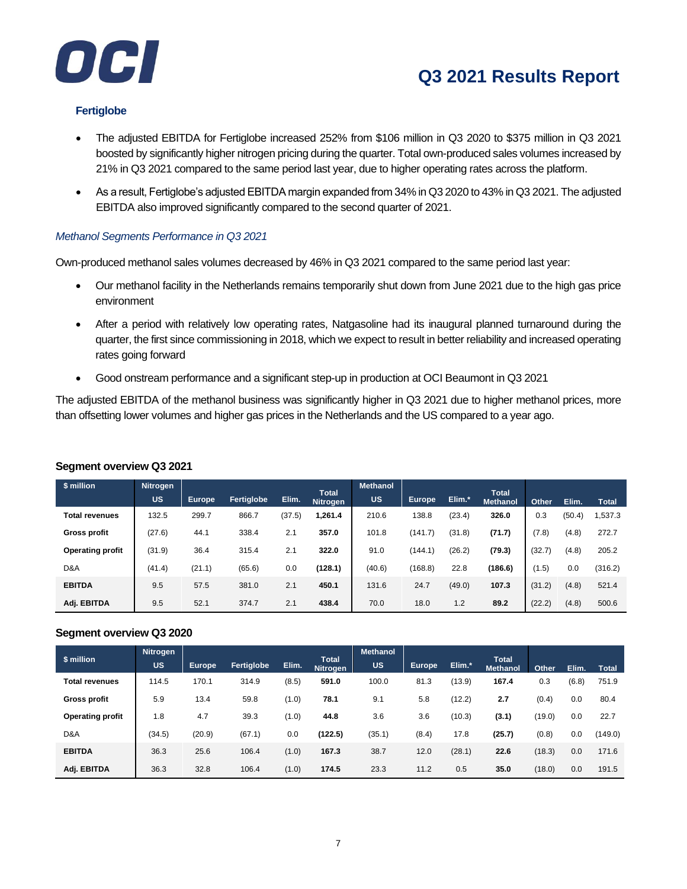### Fertiglobe

- The adjusted EBITDA for Fertiglobe increased 252% from \$106 million in Q3 2020 to \$375 million in Q3 2021 boosted by significantly higher nitrogen pricing during the quarter. Total own-produced sales volumes increased by 21% in Q3 2021 compared to the same period last year, due to higher operating rates across the platform.
- As a result, Fertiglobe's adjusted EBITDA margin expanded from 34% in Q3 2020 to 43% in Q3 2021. The adjusted EBITDA also improved significantly compared to the second quarter of 2021.

*Methanol Segments Performance in Q3 2021*

Own-produced methanol sales volumes decreased by 46% in Q3 2021 compared to the same period last year:

- Our methanol facility in the Netherlands remains temporarily shut down from June 2021 due to the high gas price environment
- After a period with relatively low operating rates, Natgasoline had its inaugural planned turnaround during the quarter, the first since commissioning in 2018, which we expect to result in better reliability and increased operating rates going forward
- Good onstream performance and a significant step-up in production at OCI Beaumont in Q3 2021

The adjusted EBITDA of the methanol business was significantly higher in Q3 2021 due to higher methanol prices, more than offsetting lower volumes and higher gas prices in the Netherlands and the US compared to a year ago.

**Segment overview Q3 2021**

| \$ million | Nitrogen | | | | | Methanol | | | | | | |
|---|---|---|---|---|---|---|---|---|---|---|---|---|
| | US | Europe | Fertiglobe | Elim. | Total Nitrogen | US | Europe | Elim.* | Total Methanol | Other | Elim. | Total |
| **Total revenues** | 132.5 | 299.7 | 866.7 | (37.5) | **1,261.4** | 210.6 | 138.8 | (23.4) | **326.0** | 0.3 | (50.4) | 1,537.3 |
| **Gross profit** | (27.6) | 44.1 | 338.4 | 2.1 | **357.0** | 101.8 | (141.7) | (31.8) | **(71.7)** | (7.8) | (4.8) | 272.7 |
| **Operating profit** | (31.9) | 36.4 | 315.4 | 2.1 | **322.0** | 91.0 | (144.1) | (26.2) | **(79.3)** | (32.7) | (4.8) | 205.2 |
| D&A | (41.4) | (21.1) | (65.6) | 0.0 | **(128.1)** | (40.6) | (168.8) | 22.8 | **(186.6)** | (1.5) | 0.0 | (316.2) |
| **EBITDA** | 9.5 | 57.5 | 381.0 | 2.1 | **450.1** | 131.6 | 24.7 | (49.0) | **107.3** | (31.2) | (4.8) | 521.4 |
| **Adj. EBITDA** | 9.5 | 52.1 | 374.7 | 2.1 | **438.4** | 70.0 | 18.0 | 1.2 | **89.2** | (22.2) | (4.8) | 500.6 |

**Segment overview Q3 2020**

| \$ million | Nitrogen | | | | | Methanol | | | | | | |
|---|---|---|---|---|---|---|---|---|---|---|---|---|
| | US | Europe | Fertiglobe | Elim. | Total Nitrogen | US | Europe | Elim.* | Total Methanol | Other | Elim. | Total |
| **Total revenues** | 114.5 | 170.1 | 314.9 | (8.5) | **591.0** | 100.0 | 81.3 | (13.9) | **167.4** | 0.3 | (6.8) | 751.9 |
| **Gross profit** | 5.9 | 13.4 | 59.8 | (1.0) | **78.1** | 9.1 | 5.8 | (12.2) | **2.7** | (0.4) | 0.0 | 80.4 |
| **Operating profit** | 1.8 | 4.7 | 39.3 | (1.0) | **44.8** | 3.6 | 3.6 | (10.3) | **(3.1)** | (19.0) | 0.0 | 22.7 |
| D&A | (34.5) | (20.9) | (67.1) | 0.0 | **(122.5)** | (35.1) | (8.4) | 17.8 | **(25.7)** | (0.8) | 0.0 | (149.0) |
| **EBITDA** | 36.3 | 25.6 | 106.4 | (1.0) | **167.3** | 38.7 | 12.0 | (28.1) | **22.6** | (18.3) | 0.0 | 171.6 |
| **Adj. EBITDA** | 36.3 | 32.8 | 106.4 | (1.0) | **174.5** | 23.3 | 11.2 | 0.5 | **35.0** | (18.0) | 0.0 | 191.5 |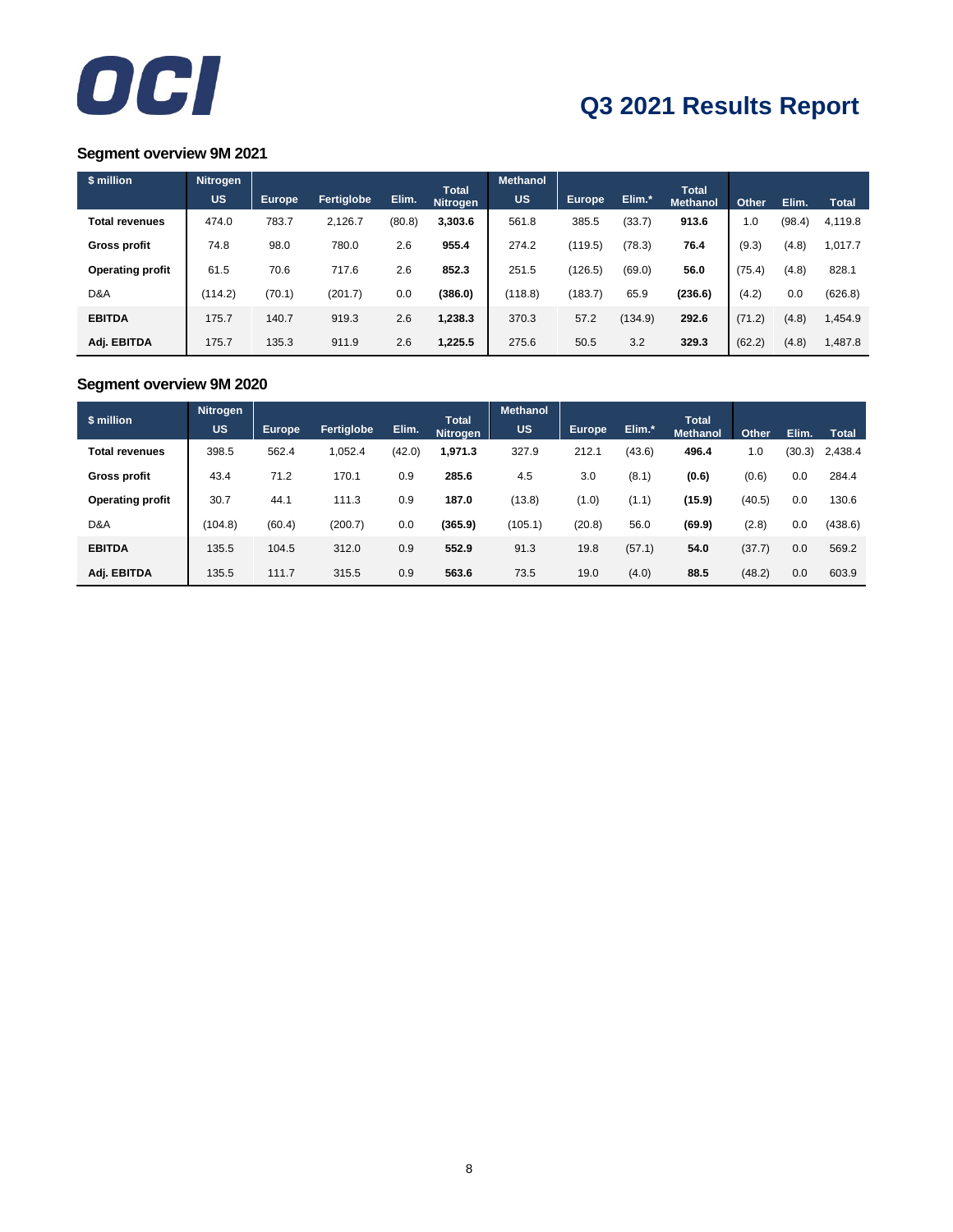### Segment overview 9M 2021

| $ million | Nitrogen US | Europe | Fertiglobe | Elim. | Total Nitrogen | Methanol US | Europe | Elim.* | Total Methanol | Other | Elim. | Total |
|---|---|---|---|---|---|---|---|---|---|---|---|---|
| **Total revenues** | 474.0 | 783.7 | 2,126.7 | (80.8) | **3,303.6** | 561.8 | 385.5 | (33.7) | **913.6** | 1.0 | (98.4) | 4,119.8 |
| **Gross profit** | 74.8 | 98.0 | 780.0 | 2.6 | **955.4** | 274.2 | (119.5) | (78.3) | **76.4** | (9.3) | (4.8) | 1,017.7 |
| **Operating profit** | 61.5 | 70.6 | 717.6 | 2.6 | **852.3** | 251.5 | (126.5) | (69.0) | **56.0** | (75.4) | (4.8) | 828.1 |
| D&A | (114.2) | (70.1) | (201.7) | 0.0 | **(386.0)** | (118.8) | (183.7) | 65.9 | **(236.6)** | (4.2) | 0.0 | (626.8) |
| **EBITDA** | 175.7 | 140.7 | 919.3 | 2.6 | **1,238.3** | 370.3 | 57.2 | (134.9) | **292.6** | (71.2) | (4.8) | 1,454.9 |
| **Adj. EBITDA** | 175.7 | 135.3 | 911.9 | 2.6 | **1,225.5** | 275.6 | 50.5 | 3.2 | **329.3** | (62.2) | (4.8) | 1,487.8 |

### Segment overview 9M 2020

| $ million | Nitrogen US | Europe | Fertiglobe | Elim. | Total Nitrogen | Methanol US | Europe | Elim.* | Total Methanol | Other | Elim. | Total |
|---|---|---|---|---|---|---|---|---|---|---|---|---|
| **Total revenues** | 398.5 | 562.4 | 1,052.4 | (42.0) | **1,971.3** | 327.9 | 212.1 | (43.6) | **496.4** | 1.0 | (30.3) | 2,438.4 |
| **Gross profit** | 43.4 | 71.2 | 170.1 | 0.9 | **285.6** | 4.5 | 3.0 | (8.1) | **(0.6)** | (0.6) | 0.0 | 284.4 |
| **Operating profit** | 30.7 | 44.1 | 111.3 | 0.9 | **187.0** | (13.8) | (1.0) | (1.1) | **(15.9)** | (40.5) | 0.0 | 130.6 |
| D&A | (104.8) | (60.4) | (200.7) | 0.0 | **(365.9)** | (105.1) | (20.8) | 56.0 | **(69.9)** | (2.8) | 0.0 | (438.6) |
| **EBITDA** | 135.5 | 104.5 | 312.0 | 0.9 | **552.9** | 91.3 | 19.8 | (57.1) | **54.0** | (37.7) | 0.0 | 569.2 |
| **Adj. EBITDA** | 135.5 | 111.7 | 315.5 | 0.9 | **563.6** | 73.5 | 19.0 | (4.0) | **88.5** | (48.2) | 0.0 | 603.9 |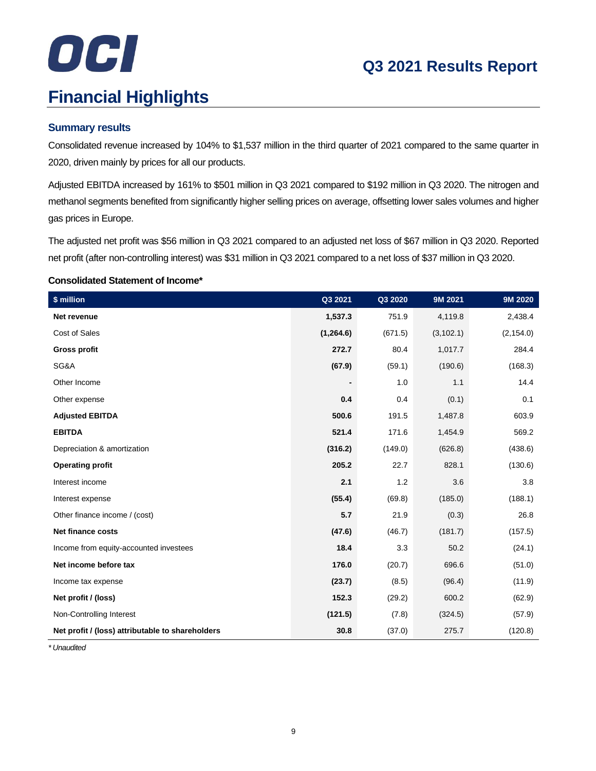# Financial Highlights

### Summary results

Consolidated revenue increased by 104% to $1,537 million in the third quarter of 2021 compared to the same quarter in 2020, driven mainly by prices for all our products.

Adjusted EBITDA increased by 161% to $501 million in Q3 2021 compared to $192 million in Q3 2020. The nitrogen and methanol segments benefited from significantly higher selling prices on average, offsetting lower sales volumes and higher gas prices in Europe.

The adjusted net profit was $56 million in Q3 2021 compared to an adjusted net loss of $67 million in Q3 2020. Reported net profit (after non-controlling interest) was $31 million in Q3 2021 compared to a net loss of $37 million in Q3 2020.

**Consolidated Statement of Income***

| $ million | Q3 2021 | Q3 2020 | 9M 2021 | 9M 2020 |
|---|---|---|---|---|
| **Net revenue** | **1,537.3** | 751.9 | 4,119.8 | 2,438.4 |
| Cost of Sales | **(1,264.6)** | (671.5) | (3,102.1) | (2,154.0) |
| **Gross profit** | **272.7** | 80.4 | 1,017.7 | 284.4 |
| SG&A | **(67.9)** | (59.1) | (190.6) | (168.3) |
| Other Income | **-** | 1.0 | 1.1 | 14.4 |
| Other expense | **0.4** | 0.4 | (0.1) | 0.1 |
| **Adjusted EBITDA** | **500.6** | 191.5 | 1,487.8 | 603.9 |
| **EBITDA** | **521.4** | 171.6 | 1,454.9 | 569.2 |
| Depreciation & amortization | **(316.2)** | (149.0) | (626.8) | (438.6) |
| **Operating profit** | **205.2** | 22.7 | 828.1 | (130.6) |
| Interest income | **2.1** | 1.2 | 3.6 | 3.8 |
| Interest expense | **(55.4)** | (69.8) | (185.0) | (188.1) |
| Other finance income / (cost) | **5.7** | 21.9 | (0.3) | 26.8 |
| **Net finance costs** | **(47.6)** | (46.7) | (181.7) | (157.5) |
| Income from equity-accounted investees | **18.4** | 3.3 | 50.2 | (24.1) |
| **Net income before tax** | **176.0** | (20.7) | 696.6 | (51.0) |
| Income tax expense | **(23.7)** | (8.5) | (96.4) | (11.9) |
| **Net profit / (loss)** | **152.3** | (29.2) | 600.2 | (62.9) |
| Non-Controlling Interest | **(121.5)** | (7.8) | (324.5) | (57.9) |
| **Net profit / (loss) attributable to shareholders** | **30.8** | (37.0) | 275.7 | (120.8) |

*\* Unaudited*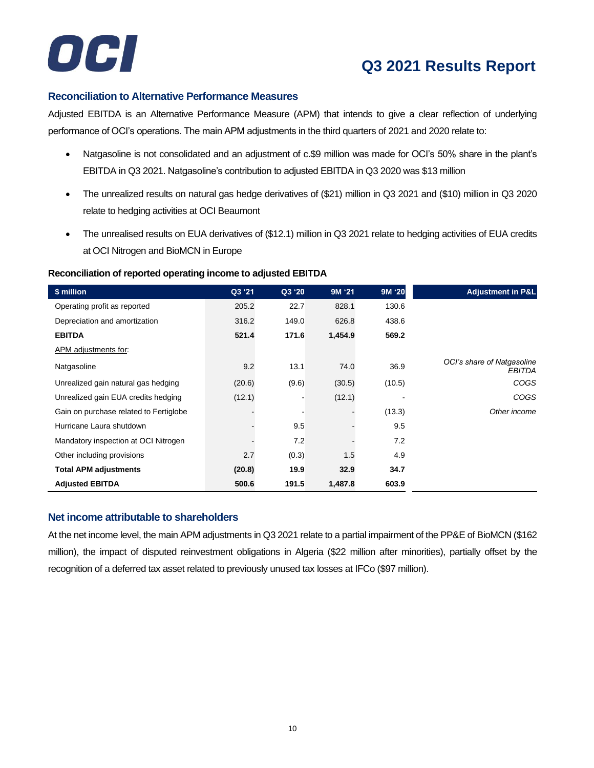## Reconciliation to Alternative Performance Measures

Adjusted EBITDA is an Alternative Performance Measure (APM) that intends to give a clear reflection of underlying performance of OCI's operations. The main APM adjustments in the third quarters of 2021 and 2020 relate to:

- Natgasoline is not consolidated and an adjustment of c.$9 million was made for OCI's 50% share in the plant's EBITDA in Q3 2021. Natgasoline's contribution to adjusted EBITDA in Q3 2020 was $13 million
- The unrealized results on natural gas hedge derivatives of ($21) million in Q3 2021 and ($10) million in Q3 2020 relate to hedging activities at OCI Beaumont
- The unrealised results on EUA derivatives of ($12.1) million in Q3 2021 relate to hedging activities of EUA credits at OCI Nitrogen and BioMCN in Europe

**Reconciliation of reported operating income to adjusted EBITDA**

| $ million | Q3 '21 | Q3 '20 | 9M '21 | 9M '20 | Adjustment in P&L |
|---|---|---|---|---|---|
| Operating profit as reported | 205.2 | 22.7 | 828.1 | 130.6 | |
| Depreciation and amortization | 316.2 | 149.0 | 626.8 | 438.6 | |
| **EBITDA** | **521.4** | **171.6** | **1,454.9** | **569.2** | |
| APM adjustments for: | | | | | |
| Natgasoline | 9.2 | 13.1 | 74.0 | 36.9 | *OCI's share of Natgasoline EBITDA* |
| Unrealized gain natural gas hedging | (20.6) | (9.6) | (30.5) | (10.5) | *COGS* |
| Unrealized gain EUA credits hedging | (12.1) | - | (12.1) | - | *COGS* |
| Gain on purchase related to Fertiglobe | - | - | - | (13.3) | *Other income* |
| Hurricane Laura shutdown | - | 9.5 | - | 9.5 | |
| Mandatory inspection at OCI Nitrogen | - | 7.2 | - | 7.2 | |
| Other including provisions | 2.7 | (0.3) | 1.5 | 4.9 | |
| **Total APM adjustments** | **(20.8)** | **19.9** | **32.9** | **34.7** | |
| **Adjusted EBITDA** | **500.6** | **191.5** | **1,487.8** | **603.9** | |

## Net income attributable to shareholders

At the net income level, the main APM adjustments in Q3 2021 relate to a partial impairment of the PP&E of BioMCN ($162 million), the impact of disputed reinvestment obligations in Algeria ($22 million after minorities), partially offset by the recognition of a deferred tax asset related to previously unused tax losses at IFCo ($97 million).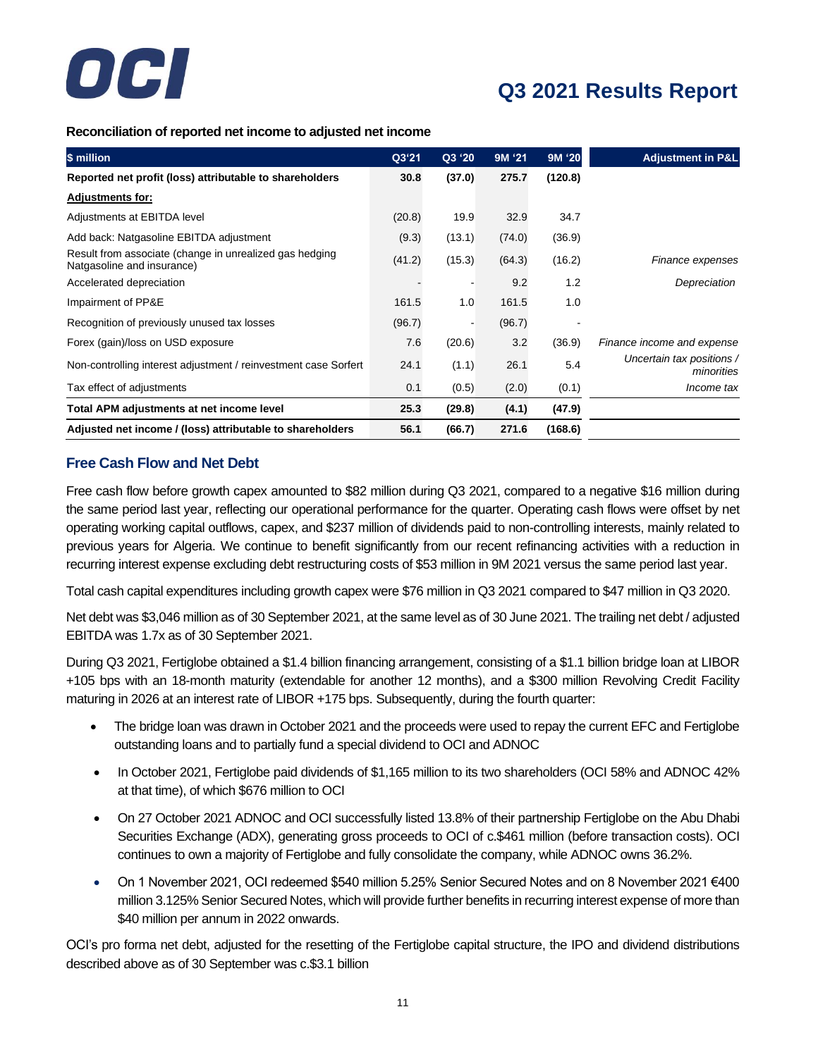#### Reconciliation of reported net income to adjusted net income

| $ million | Q3'21 | Q3 '20 | 9M '21 | 9M '20 | Adjustment in P&L |
|---|---|---|---|---|---|
| **Reported net profit (loss) attributable to shareholders** | **30.8** | **(37.0)** | **275.7** | **(120.8)** | |
| **Adjustments for:** | | | | | |
| Adjustments at EBITDA level | (20.8) | 19.9 | 32.9 | 34.7 | |
| Add back: Natgasoline EBITDA adjustment | (9.3) | (13.1) | (74.0) | (36.9) | |
| Result from associate (change in unrealized gas hedging Natgasoline and insurance) | (41.2) | (15.3) | (64.3) | (16.2) | *Finance expenses* |
| Accelerated depreciation | - | - | 9.2 | 1.2 | *Depreciation* |
| Impairment of PP&E | 161.5 | 1.0 | 161.5 | 1.0 | |
| Recognition of previously unused tax losses | (96.7) | - | (96.7) | - | |
| Forex (gain)/loss on USD exposure | 7.6 | (20.6) | 3.2 | (36.9) | *Finance income and expense* |
| Non-controlling interest adjustment / reinvestment case Sorfert | 24.1 | (1.1) | 26.1 | 5.4 | *Uncertain tax positions / minorities* |
| Tax effect of adjustments | 0.1 | (0.5) | (2.0) | (0.1) | *Income tax* |
| **Total APM adjustments at net income level** | **25.3** | **(29.8)** | **(4.1)** | **(47.9)** | |
| **Adjusted net income / (loss) attributable to shareholders** | **56.1** | **(66.7)** | **271.6** | **(168.6)** | |

## Free Cash Flow and Net Debt

Free cash flow before growth capex amounted to $82 million during Q3 2021, compared to a negative $16 million during the same period last year, reflecting our operational performance for the quarter. Operating cash flows were offset by net operating working capital outflows, capex, and $237 million of dividends paid to non-controlling interests, mainly related to previous years for Algeria. We continue to benefit significantly from our recent refinancing activities with a reduction in recurring interest expense excluding debt restructuring costs of $53 million in 9M 2021 versus the same period last year.

Total cash capital expenditures including growth capex were $76 million in Q3 2021 compared to $47 million in Q3 2020.

Net debt was $3,046 million as of 30 September 2021, at the same level as of 30 June 2021. The trailing net debt / adjusted EBITDA was 1.7x as of 30 September 2021.

During Q3 2021, Fertiglobe obtained a $1.4 billion financing arrangement, consisting of a $1.1 billion bridge loan at LIBOR +105 bps with an 18-month maturity (extendable for another 12 months), and a $300 million Revolving Credit Facility maturing in 2026 at an interest rate of LIBOR +175 bps. Subsequently, during the fourth quarter:

- The bridge loan was drawn in October 2021 and the proceeds were used to repay the current EFC and Fertiglobe outstanding loans and to partially fund a special dividend to OCI and ADNOC
- In October 2021, Fertiglobe paid dividends of $1,165 million to its two shareholders (OCI 58% and ADNOC 42% at that time), of which $676 million to OCI
- On 27 October 2021 ADNOC and OCI successfully listed 13.8% of their partnership Fertiglobe on the Abu Dhabi Securities Exchange (ADX), generating gross proceeds to OCI of c.$461 million (before transaction costs). OCI continues to own a majority of Fertiglobe and fully consolidate the company, while ADNOC owns 36.2%.
- On 1 November 2021, OCI redeemed $540 million 5.25% Senior Secured Notes and on 8 November 2021 €400 million 3.125% Senior Secured Notes, which will provide further benefits in recurring interest expense of more than $40 million per annum in 2022 onwards.

OCI's pro forma net debt, adjusted for the resetting of the Fertiglobe capital structure, the IPO and dividend distributions described above as of 30 September was c.$3.1 billion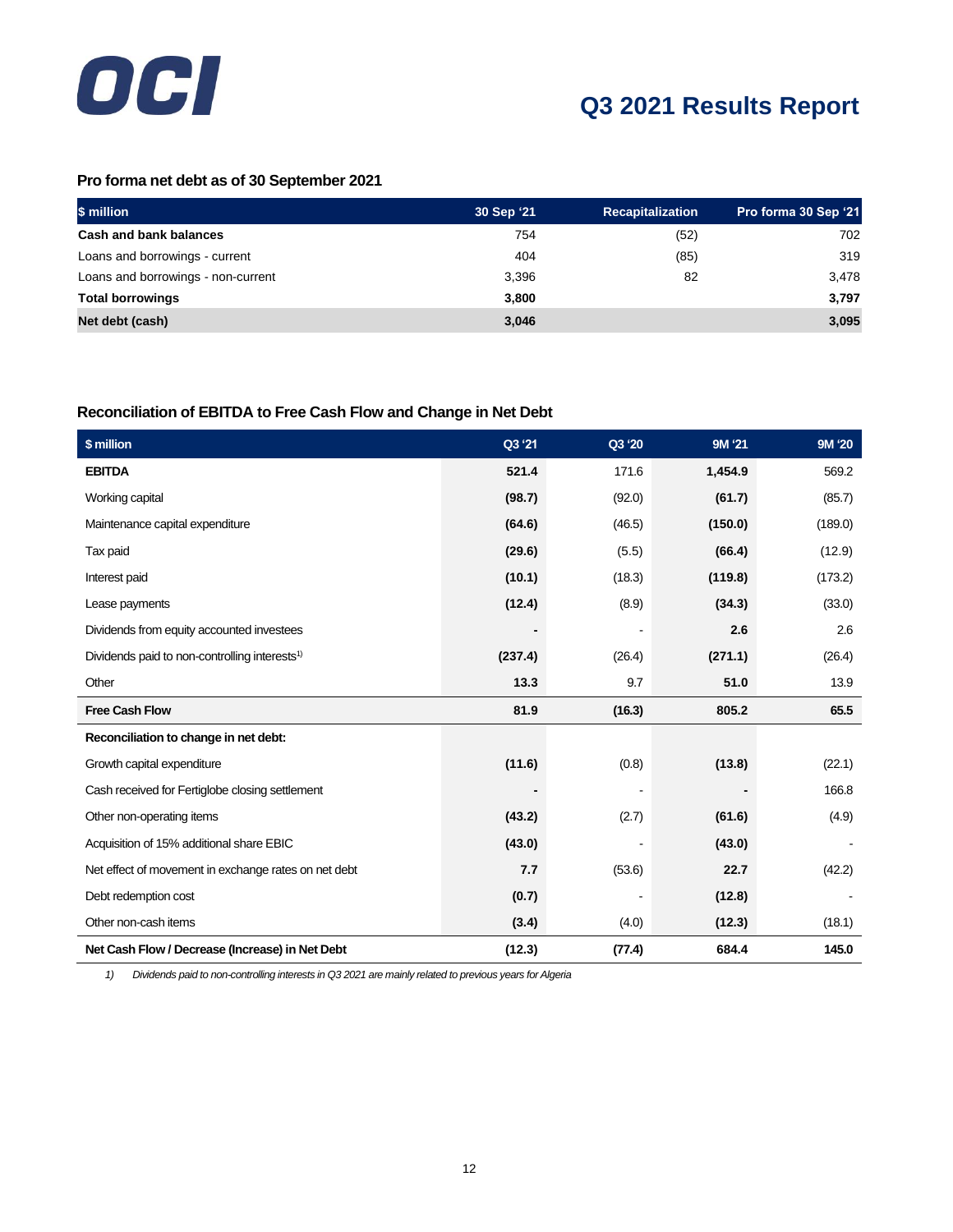### Pro forma net debt as of 30 September 2021

| $ million | 30 Sep '21 | Recapitalization | Pro forma 30 Sep '21 |
|---|---|---|---|
| **Cash and bank balances** | 754 | (52) | 702 |
| Loans and borrowings - current | 404 | (85) | 319 |
| Loans and borrowings - non-current | 3,396 | 82 | 3,478 |
| **Total borrowings** | **3,800** | | **3,797** |
| **Net debt (cash)** | **3,046** | | **3,095** |

### Reconciliation of EBITDA to Free Cash Flow and Change in Net Debt

| $ million | Q3 '21 | Q3 '20 | 9M '21 | 9M '20 |
|---|---|---|---|---|
| **EBITDA** | **521.4** | 171.6 | **1,454.9** | 569.2 |
| Working capital | **(98.7)** | (92.0) | **(61.7)** | (85.7) |
| Maintenance capital expenditure | **(64.6)** | (46.5) | **(150.0)** | (189.0) |
| Tax paid | **(29.6)** | (5.5) | **(66.4)** | (12.9) |
| Interest paid | **(10.1)** | (18.3) | **(119.8)** | (173.2) |
| Lease payments | **(12.4)** | (8.9) | **(34.3)** | (33.0) |
| Dividends from equity accounted investees | **-** | - | **2.6** | 2.6 |
| Dividends paid to non-controlling interests[1)] | **(237.4)** | (26.4) | **(271.1)** | (26.4) |
| Other | **13.3** | 9.7 | **51.0** | 13.9 |
| **Free Cash Flow** | **81.9** | **(16.3)** | **805.2** | **65.5** |
| **Reconciliation to change in net debt:** | | | | |
| Growth capital expenditure | **(11.6)** | (0.8) | **(13.8)** | (22.1) |
| Cash received for Fertiglobe closing settlement | **-** | - | **-** | 166.8 |
| Other non-operating items | **(43.2)** | (2.7) | **(61.6)** | (4.9) |
| Acquisition of 15% additional share EBIC | **(43.0)** | - | **(43.0)** | - |
| Net effect of movement in exchange rates on net debt | **7.7** | (53.6) | **22.7** | (42.2) |
| Debt redemption cost | **(0.7)** | - | **(12.8)** | - |
| Other non-cash items | **(3.4)** | (4.0) | **(12.3)** | (18.1) |
| **Net Cash Flow / Decrease (Increase) in Net Debt** | **(12.3)** | **(77.4)** | **684.4** | **145.0** |

1) *Dividends paid to non-controlling interests in Q3 2021 are mainly related to previous years for Algeria*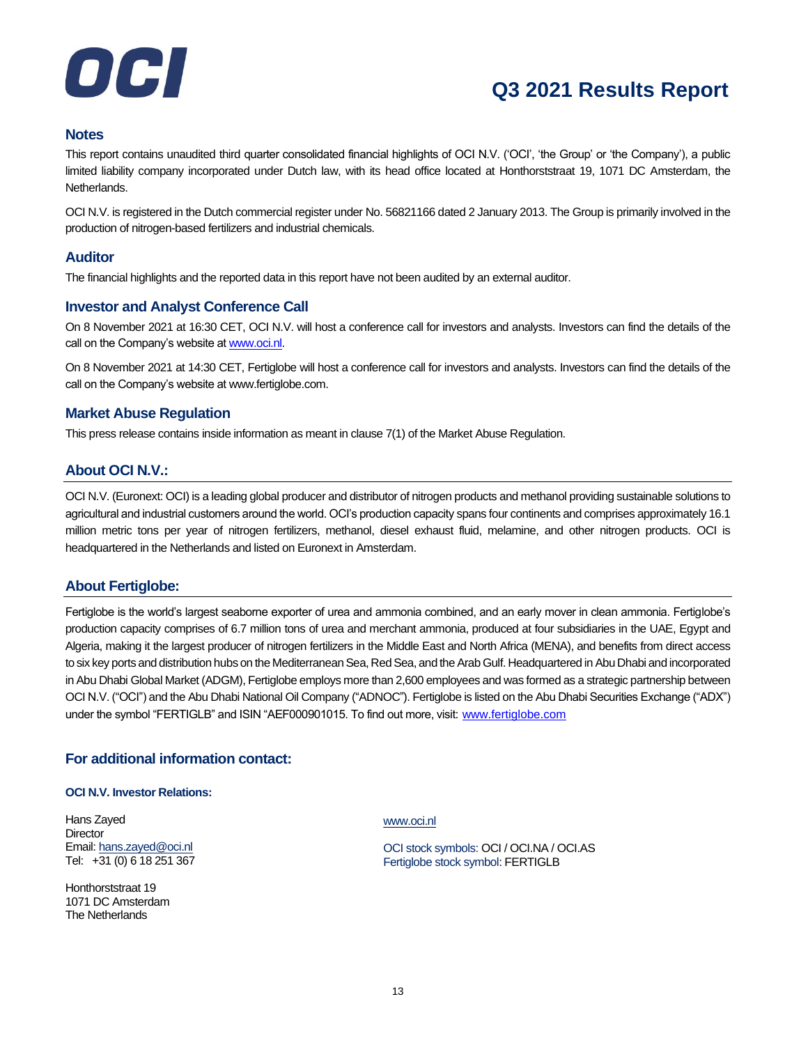## Notes

This report contains unaudited third quarter consolidated financial highlights of OCI N.V. ('OCI', 'the Group' or 'the Company'), a public limited liability company incorporated under Dutch law, with its head office located at Honthorststraat 19, 1071 DC Amsterdam, the Netherlands.

OCI N.V. is registered in the Dutch commercial register under No. 56821166 dated 2 January 2013. The Group is primarily involved in the production of nitrogen-based fertilizers and industrial chemicals.

## Auditor

The financial highlights and the reported data in this report have not been audited by an external auditor.

## Investor and Analyst Conference Call

On 8 November 2021 at 16:30 CET, OCI N.V. will host a conference call for investors and analysts. Investors can find the details of the call on the Company's website at www.oci.nl.

On 8 November 2021 at 14:30 CET, Fertiglobe will host a conference call for investors and analysts. Investors can find the details of the call on the Company's website at www.fertiglobe.com.

## Market Abuse Regulation

This press release contains inside information as meant in clause 7(1) of the Market Abuse Regulation.

## About OCI N.V.:

OCI N.V. (Euronext: OCI) is a leading global producer and distributor of nitrogen products and methanol providing sustainable solutions to agricultural and industrial customers around the world. OCI's production capacity spans four continents and comprises approximately 16.1 million metric tons per year of nitrogen fertilizers, methanol, diesel exhaust fluid, melamine, and other nitrogen products. OCI is headquartered in the Netherlands and listed on Euronext in Amsterdam.

## About Fertiglobe:

Fertiglobe is the world's largest seaborne exporter of urea and ammonia combined, and an early mover in clean ammonia. Fertiglobe's production capacity comprises of 6.7 million tons of urea and merchant ammonia, produced at four subsidiaries in the UAE, Egypt and Algeria, making it the largest producer of nitrogen fertilizers in the Middle East and North Africa (MENA), and benefits from direct access to six key ports and distribution hubs on the Mediterranean Sea, Red Sea, and the Arab Gulf. Headquartered in Abu Dhabi and incorporated in Abu Dhabi Global Market (ADGM), Fertiglobe employs more than 2,600 employees and was formed as a strategic partnership between OCI N.V. ("OCI") and the Abu Dhabi National Oil Company ("ADNOC"). Fertiglobe is listed on the Abu Dhabi Securities Exchange ("ADX") under the symbol "FERTIGLB" and ISIN "AEF000901015. To find out more, visit: www.fertiglobe.com

## For additional information contact:

**OCI N.V. Investor Relations:**

Hans Zayed
Director
Email: hans.zayed@oci.nl
Tel: +31 (0) 6 18 251 367

Honthorststraat 19
1071 DC Amsterdam
The Netherlands

www.oci.nl

OCI stock symbols: OCI / OCI.NA / OCI.AS
Fertiglobe stock symbol: FERTIGLB